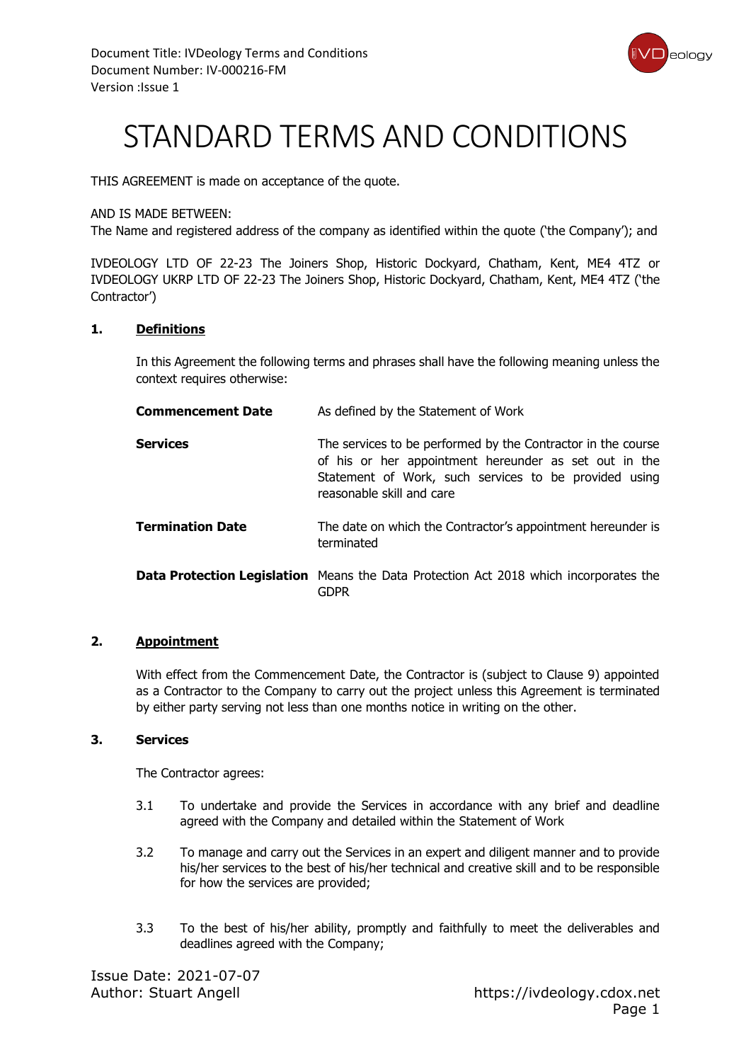# STANDARD TERMS AND CONDITIONS

THIS AGREEMENT is made on acceptance of the quote.

AND IS MADE BETWEEN:
The Name and registered address of the company as identified within the quote ('the Company'); and

IVDEOLOGY LTD OF 22-23 The Joiners Shop, Historic Dockyard, Chatham, Kent, ME4 4TZ or IVDEOLOGY UKRP LTD OF 22-23 The Joiners Shop, Historic Dockyard, Chatham, Kent, ME4 4TZ ('the Contractor')

## 1. Definitions

In this Agreement the following terms and phrases shall have the following meaning unless the context requires otherwise:

| | |
|---|---|
| **Commencement Date** | As defined by the Statement of Work |
| **Services** | The services to be performed by the Contractor in the course of his or her appointment hereunder as set out in the Statement of Work, such services to be provided using reasonable skill and care |
| **Termination Date** | The date on which the Contractor's appointment hereunder is terminated |
| **Data Protection Legislation** | Means the Data Protection Act 2018 which incorporates the GDPR |

## 2. Appointment

With effect from the Commencement Date, the Contractor is (subject to Clause 9) appointed as a Contractor to the Company to carry out the project unless this Agreement is terminated by either party serving not less than one months notice in writing on the other.

## 3. Services

The Contractor agrees:

3.1 To undertake and provide the Services in accordance with any brief and deadline agreed with the Company and detailed within the Statement of Work

3.2 To manage and carry out the Services in an expert and diligent manner and to provide his/her services to the best of his/her technical and creative skill and to be responsible for how the services are provided;

3.3 To the best of his/her ability, promptly and faithfully to meet the deliverables and deadlines agreed with the Company;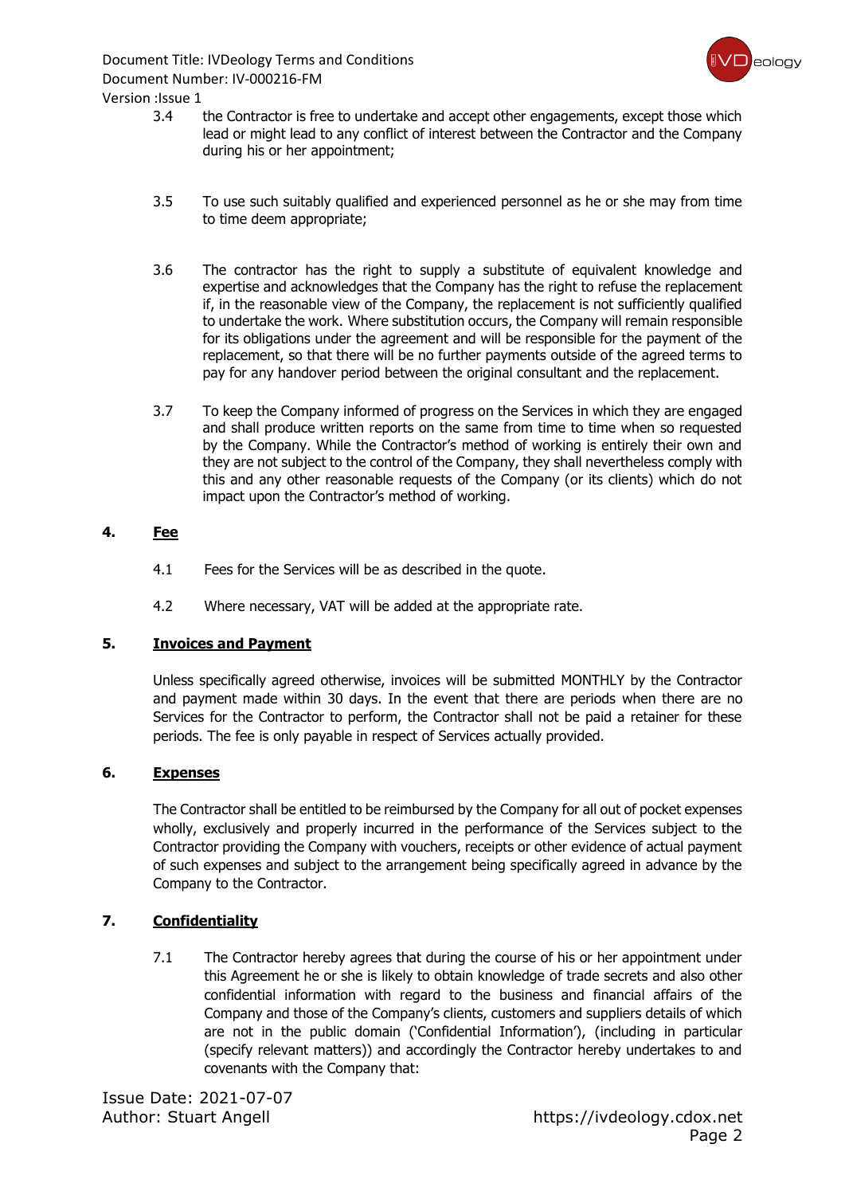3.4 the Contractor is free to undertake and accept other engagements, except those which lead or might lead to any conflict of interest between the Contractor and the Company during his or her appointment;

3.5 To use such suitably qualified and experienced personnel as he or she may from time to time deem appropriate;

3.6 The contractor has the right to supply a substitute of equivalent knowledge and expertise and acknowledges that the Company has the right to refuse the replacement if, in the reasonable view of the Company, the replacement is not sufficiently qualified to undertake the work. Where substitution occurs, the Company will remain responsible for its obligations under the agreement and will be responsible for the payment of the replacement, so that there will be no further payments outside of the agreed terms to pay for any handover period between the original consultant and the replacement.

3.7 To keep the Company informed of progress on the Services in which they are engaged and shall produce written reports on the same from time to time when so requested by the Company. While the Contractor's method of working is entirely their own and they are not subject to the control of the Company, they shall nevertheless comply with this and any other reasonable requests of the Company (or its clients) which do not impact upon the Contractor's method of working.

## 4. Fee

4.1 Fees for the Services will be as described in the quote.

4.2 Where necessary, VAT will be added at the appropriate rate.

## 5. Invoices and Payment

Unless specifically agreed otherwise, invoices will be submitted MONTHLY by the Contractor and payment made within 30 days. In the event that there are periods when there are no Services for the Contractor to perform, the Contractor shall not be paid a retainer for these periods. The fee is only payable in respect of Services actually provided.

## 6. Expenses

The Contractor shall be entitled to be reimbursed by the Company for all out of pocket expenses wholly, exclusively and properly incurred in the performance of the Services subject to the Contractor providing the Company with vouchers, receipts or other evidence of actual payment of such expenses and subject to the arrangement being specifically agreed in advance by the Company to the Contractor.

## 7. Confidentiality

7.1 The Contractor hereby agrees that during the course of his or her appointment under this Agreement he or she is likely to obtain knowledge of trade secrets and also other confidential information with regard to the business and financial affairs of the Company and those of the Company's clients, customers and suppliers details of which are not in the public domain ('Confidential Information'), (including in particular (specify relevant matters)) and accordingly the Contractor hereby undertakes to and covenants with the Company that: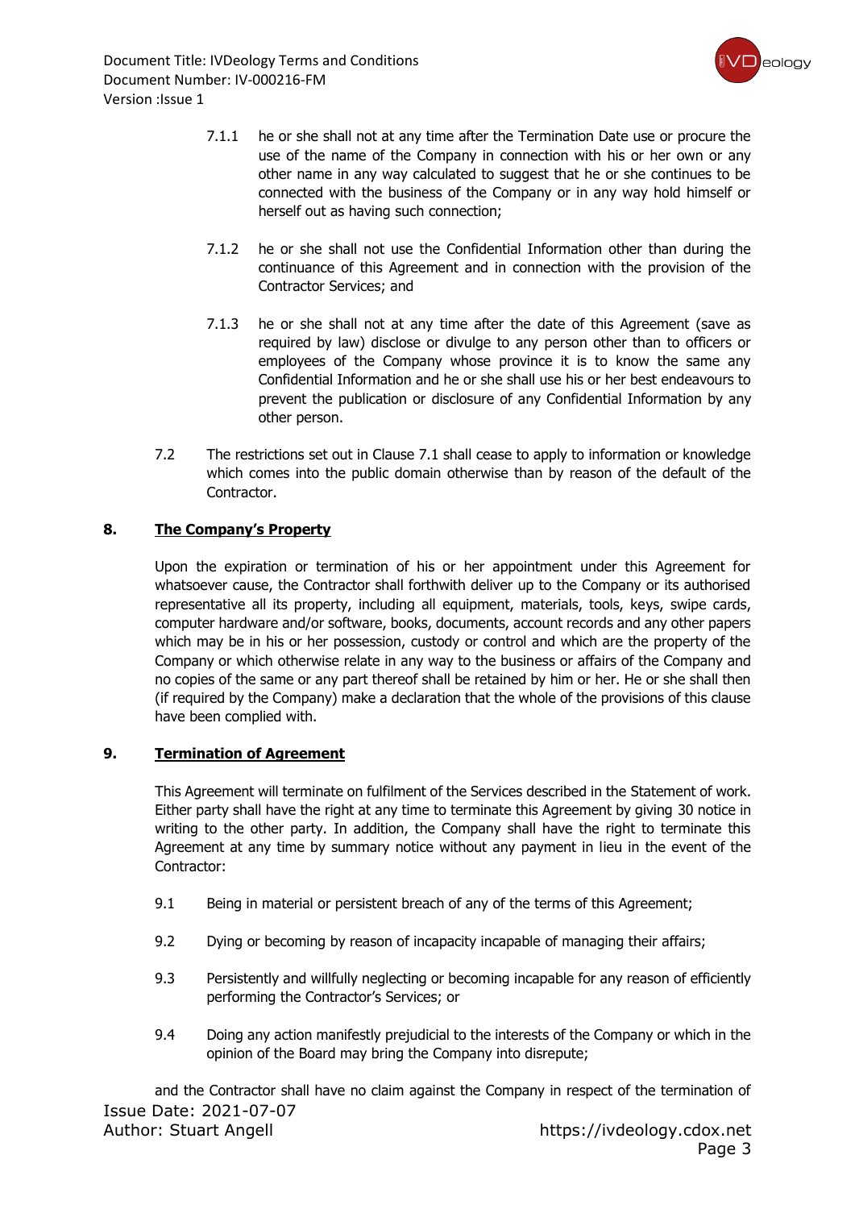7.1.1 he or she shall not at any time after the Termination Date use or procure the use of the name of the Company in connection with his or her own or any other name in any way calculated to suggest that he or she continues to be connected with the business of the Company or in any way hold himself or herself out as having such connection;

7.1.2 he or she shall not use the Confidential Information other than during the continuance of this Agreement and in connection with the provision of the Contractor Services; and

7.1.3 he or she shall not at any time after the date of this Agreement (save as required by law) disclose or divulge to any person other than to officers or employees of the Company whose province it is to know the same any Confidential Information and he or she shall use his or her best endeavours to prevent the publication or disclosure of any Confidential Information by any other person.

7.2 The restrictions set out in Clause 7.1 shall cease to apply to information or knowledge which comes into the public domain otherwise than by reason of the default of the Contractor.

## 8. **The Company's Property**

Upon the expiration or termination of his or her appointment under this Agreement for whatsoever cause, the Contractor shall forthwith deliver up to the Company or its authorised representative all its property, including all equipment, materials, tools, keys, swipe cards, computer hardware and/or software, books, documents, account records and any other papers which may be in his or her possession, custody or control and which are the property of the Company or which otherwise relate in any way to the business or affairs of the Company and no copies of the same or any part thereof shall be retained by him or her. He or she shall then (if required by the Company) make a declaration that the whole of the provisions of this clause have been complied with.

## 9. **Termination of Agreement**

This Agreement will terminate on fulfilment of the Services described in the Statement of work. Either party shall have the right at any time to terminate this Agreement by giving 30 notice in writing to the other party. In addition, the Company shall have the right to terminate this Agreement at any time by summary notice without any payment in lieu in the event of the Contractor:

9.1 Being in material or persistent breach of any of the terms of this Agreement;

9.2 Dying or becoming by reason of incapacity incapable of managing their affairs;

9.3 Persistently and willfully neglecting or becoming incapable for any reason of efficiently performing the Contractor's Services; or

9.4 Doing any action manifestly prejudicial to the interests of the Company or which in the opinion of the Board may bring the Company into disrepute;

and the Contractor shall have no claim against the Company in respect of the termination of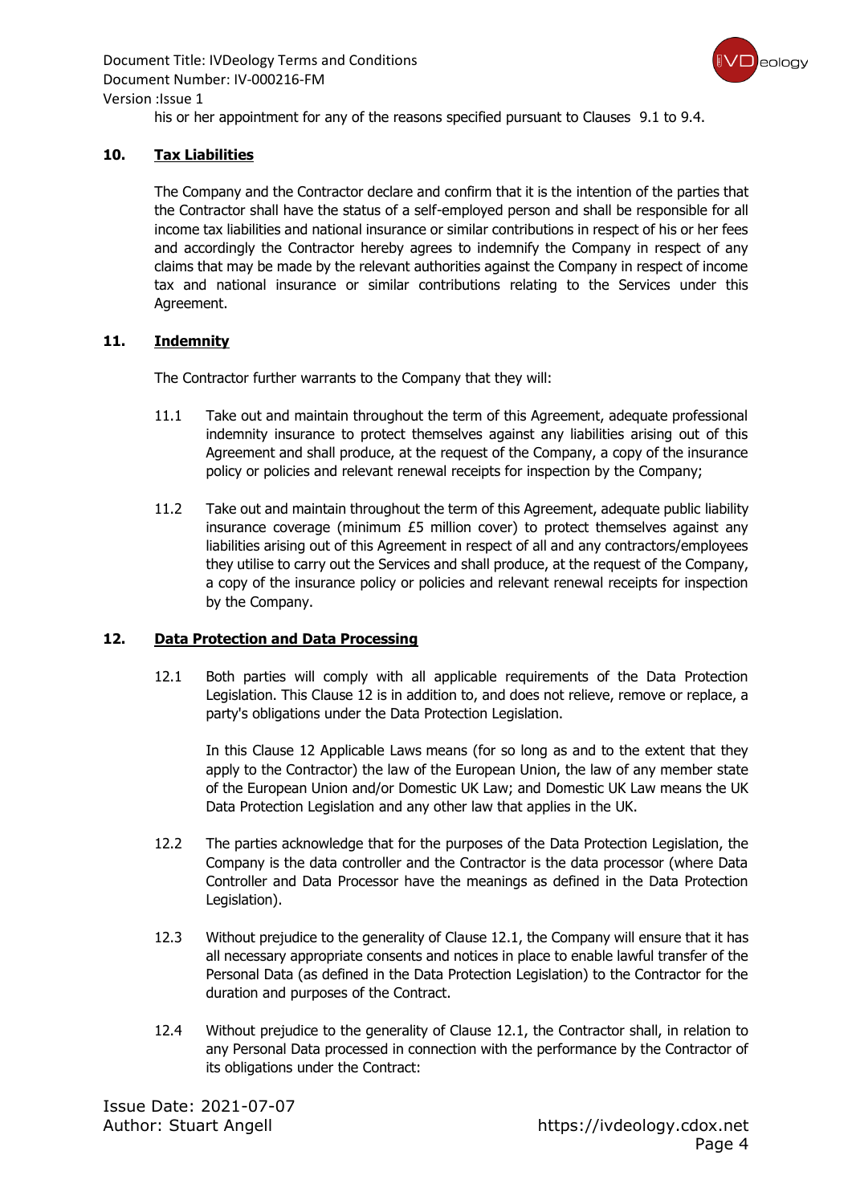his or her appointment for any of the reasons specified pursuant to Clauses 9.1 to 9.4.

## 10. Tax Liabilities

The Company and the Contractor declare and confirm that it is the intention of the parties that the Contractor shall have the status of a self-employed person and shall be responsible for all income tax liabilities and national insurance or similar contributions in respect of his or her fees and accordingly the Contractor hereby agrees to indemnify the Company in respect of any claims that may be made by the relevant authorities against the Company in respect of income tax and national insurance or similar contributions relating to the Services under this Agreement.

## 11. Indemnity

The Contractor further warrants to the Company that they will:

11.1 Take out and maintain throughout the term of this Agreement, adequate professional indemnity insurance to protect themselves against any liabilities arising out of this Agreement and shall produce, at the request of the Company, a copy of the insurance policy or policies and relevant renewal receipts for inspection by the Company;

11.2 Take out and maintain throughout the term of this Agreement, adequate public liability insurance coverage (minimum £5 million cover) to protect themselves against any liabilities arising out of this Agreement in respect of all and any contractors/employees they utilise to carry out the Services and shall produce, at the request of the Company, a copy of the insurance policy or policies and relevant renewal receipts for inspection by the Company.

## 12. Data Protection and Data Processing

12.1 Both parties will comply with all applicable requirements of the Data Protection Legislation. This Clause 12 is in addition to, and does not relieve, remove or replace, a party's obligations under the Data Protection Legislation.

In this Clause 12 Applicable Laws means (for so long as and to the extent that they apply to the Contractor) the law of the European Union, the law of any member state of the European Union and/or Domestic UK Law; and Domestic UK Law means the UK Data Protection Legislation and any other law that applies in the UK.

12.2 The parties acknowledge that for the purposes of the Data Protection Legislation, the Company is the data controller and the Contractor is the data processor (where Data Controller and Data Processor have the meanings as defined in the Data Protection Legislation).

12.3 Without prejudice to the generality of Clause 12.1, the Company will ensure that it has all necessary appropriate consents and notices in place to enable lawful transfer of the Personal Data (as defined in the Data Protection Legislation) to the Contractor for the duration and purposes of the Contract.

12.4 Without prejudice to the generality of Clause 12.1, the Contractor shall, in relation to any Personal Data processed in connection with the performance by the Contractor of its obligations under the Contract: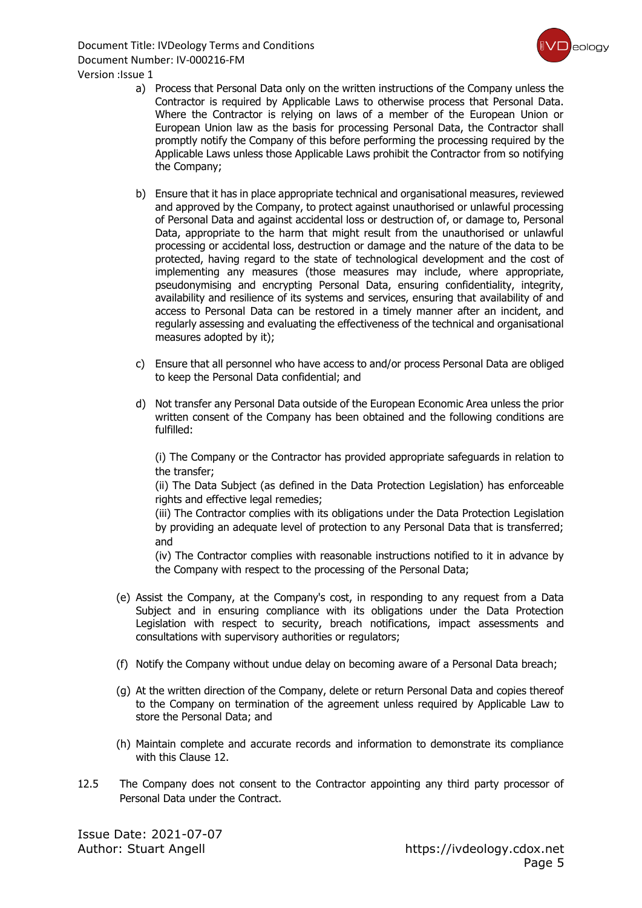a) Process that Personal Data only on the written instructions of the Company unless the Contractor is required by Applicable Laws to otherwise process that Personal Data. Where the Contractor is relying on laws of a member of the European Union or European Union law as the basis for processing Personal Data, the Contractor shall promptly notify the Company of this before performing the processing required by the Applicable Laws unless those Applicable Laws prohibit the Contractor from so notifying the Company;

b) Ensure that it has in place appropriate technical and organisational measures, reviewed and approved by the Company, to protect against unauthorised or unlawful processing of Personal Data and against accidental loss or destruction of, or damage to, Personal Data, appropriate to the harm that might result from the unauthorised or unlawful processing or accidental loss, destruction or damage and the nature of the data to be protected, having regard to the state of technological development and the cost of implementing any measures (those measures may include, where appropriate, pseudonymising and encrypting Personal Data, ensuring confidentiality, integrity, availability and resilience of its systems and services, ensuring that availability of and access to Personal Data can be restored in a timely manner after an incident, and regularly assessing and evaluating the effectiveness of the technical and organisational measures adopted by it);

c) Ensure that all personnel who have access to and/or process Personal Data are obliged to keep the Personal Data confidential; and

d) Not transfer any Personal Data outside of the European Economic Area unless the prior written consent of the Company has been obtained and the following conditions are fulfilled:

   (i) The Company or the Contractor has provided appropriate safeguards in relation to the transfer;
   (ii) The Data Subject (as defined in the Data Protection Legislation) has enforceable rights and effective legal remedies;
   (iii) The Contractor complies with its obligations under the Data Protection Legislation by providing an adequate level of protection to any Personal Data that is transferred; and
   (iv) The Contractor complies with reasonable instructions notified to it in advance by the Company with respect to the processing of the Personal Data;

(e) Assist the Company, at the Company's cost, in responding to any request from a Data Subject and in ensuring compliance with its obligations under the Data Protection Legislation with respect to security, breach notifications, impact assessments and consultations with supervisory authorities or regulators;

(f) Notify the Company without undue delay on becoming aware of a Personal Data breach;

(g) At the written direction of the Company, delete or return Personal Data and copies thereof to the Company on termination of the agreement unless required by Applicable Law to store the Personal Data; and

(h) Maintain complete and accurate records and information to demonstrate its compliance with this Clause 12.

12.5 The Company does not consent to the Contractor appointing any third party processor of Personal Data under the Contract.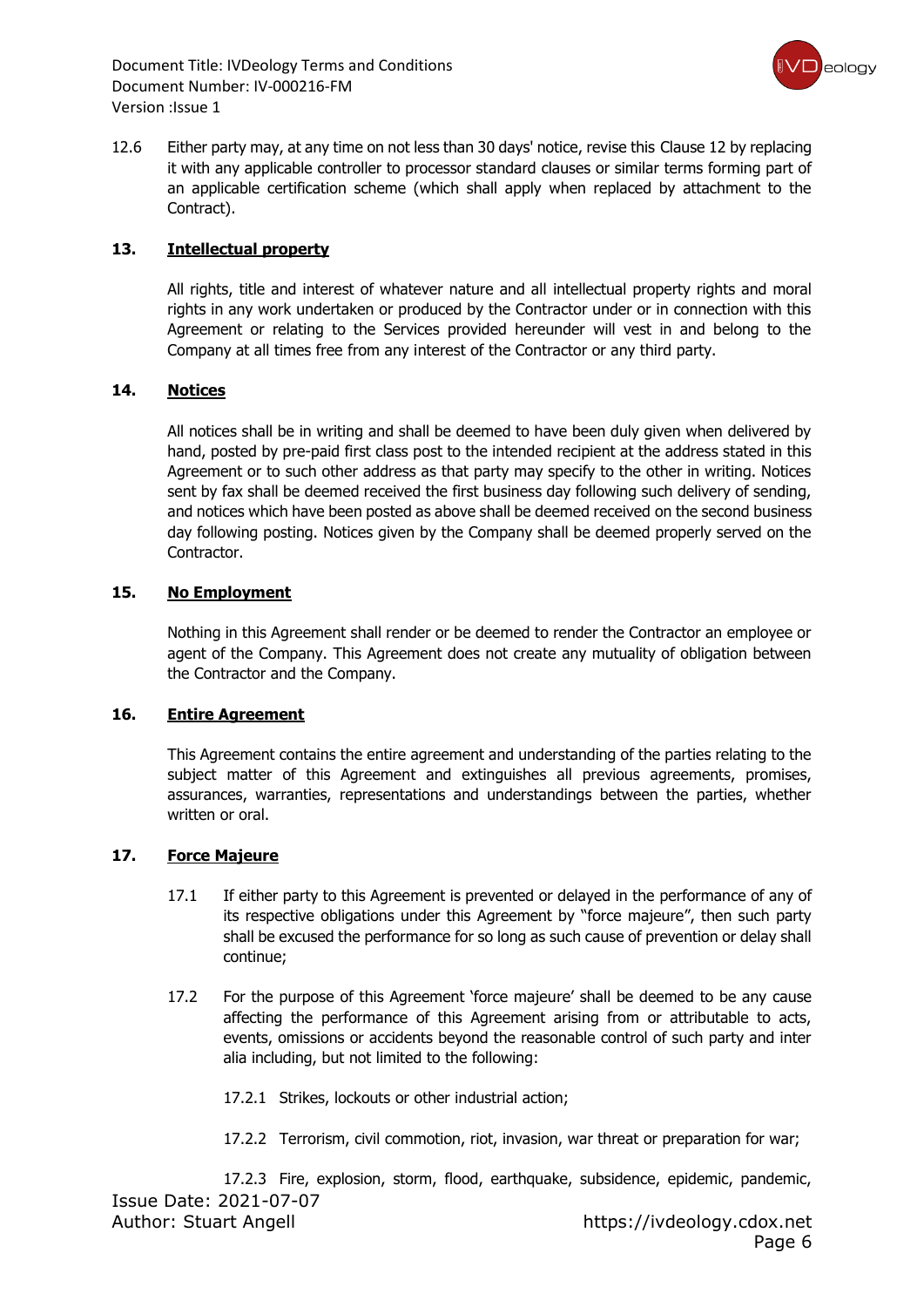12.6 Either party may, at any time on not less than 30 days' notice, revise this Clause 12 by replacing it with any applicable controller to processor standard clauses or similar terms forming part of an applicable certification scheme (which shall apply when replaced by attachment to the Contract).

## 13. Intellectual property

All rights, title and interest of whatever nature and all intellectual property rights and moral rights in any work undertaken or produced by the Contractor under or in connection with this Agreement or relating to the Services provided hereunder will vest in and belong to the Company at all times free from any interest of the Contractor or any third party.

## 14. Notices

All notices shall be in writing and shall be deemed to have been duly given when delivered by hand, posted by pre-paid first class post to the intended recipient at the address stated in this Agreement or to such other address as that party may specify to the other in writing. Notices sent by fax shall be deemed received the first business day following such delivery of sending, and notices which have been posted as above shall be deemed received on the second business day following posting. Notices given by the Company shall be deemed properly served on the Contractor.

## 15. No Employment

Nothing in this Agreement shall render or be deemed to render the Contractor an employee or agent of the Company. This Agreement does not create any mutuality of obligation between the Contractor and the Company.

## 16. Entire Agreement

This Agreement contains the entire agreement and understanding of the parties relating to the subject matter of this Agreement and extinguishes all previous agreements, promises, assurances, warranties, representations and understandings between the parties, whether written or oral.

## 17. Force Majeure

17.1 If either party to this Agreement is prevented or delayed in the performance of any of its respective obligations under this Agreement by "force majeure", then such party shall be excused the performance for so long as such cause of prevention or delay shall continue;

17.2 For the purpose of this Agreement 'force majeure' shall be deemed to be any cause affecting the performance of this Agreement arising from or attributable to acts, events, omissions or accidents beyond the reasonable control of such party and inter alia including, but not limited to the following:

17.2.1 Strikes, lockouts or other industrial action;

17.2.2 Terrorism, civil commotion, riot, invasion, war threat or preparation for war;

17.2.3 Fire, explosion, storm, flood, earthquake, subsidence, epidemic, pandemic,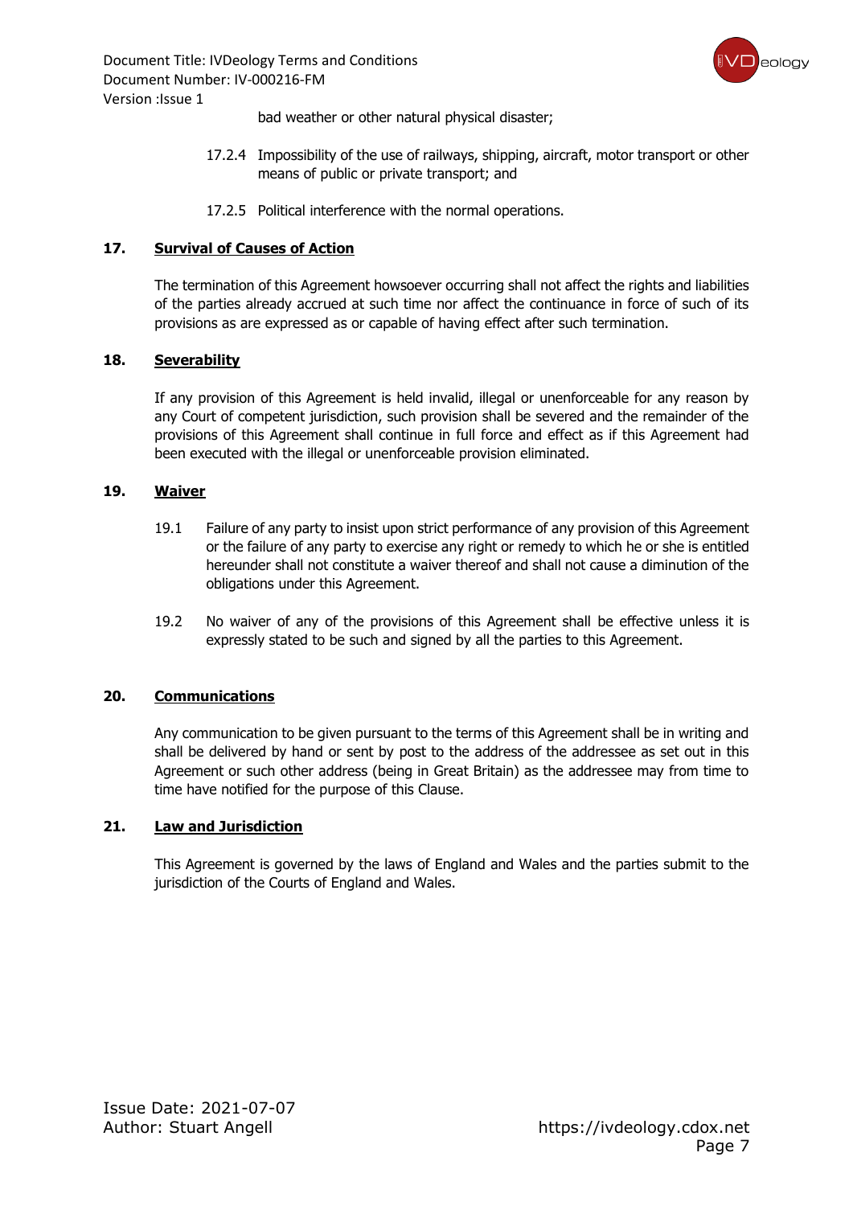bad weather or other natural physical disaster;

17.2.4 Impossibility of the use of railways, shipping, aircraft, motor transport or other means of public or private transport; and

17.2.5 Political interference with the normal operations.

## 17. Survival of Causes of Action

The termination of this Agreement howsoever occurring shall not affect the rights and liabilities of the parties already accrued at such time nor affect the continuance in force of such of its provisions as are expressed as or capable of having effect after such termination.

## 18. Severability

If any provision of this Agreement is held invalid, illegal or unenforceable for any reason by any Court of competent jurisdiction, such provision shall be severed and the remainder of the provisions of this Agreement shall continue in full force and effect as if this Agreement had been executed with the illegal or unenforceable provision eliminated.

## 19. Waiver

19.1 Failure of any party to insist upon strict performance of any provision of this Agreement or the failure of any party to exercise any right or remedy to which he or she is entitled hereunder shall not constitute a waiver thereof and shall not cause a diminution of the obligations under this Agreement.

19.2 No waiver of any of the provisions of this Agreement shall be effective unless it is expressly stated to be such and signed by all the parties to this Agreement.

## 20. Communications

Any communication to be given pursuant to the terms of this Agreement shall be in writing and shall be delivered by hand or sent by post to the address of the addressee as set out in this Agreement or such other address (being in Great Britain) as the addressee may from time to time have notified for the purpose of this Clause.

## 21. Law and Jurisdiction

This Agreement is governed by the laws of England and Wales and the parties submit to the jurisdiction of the Courts of England and Wales.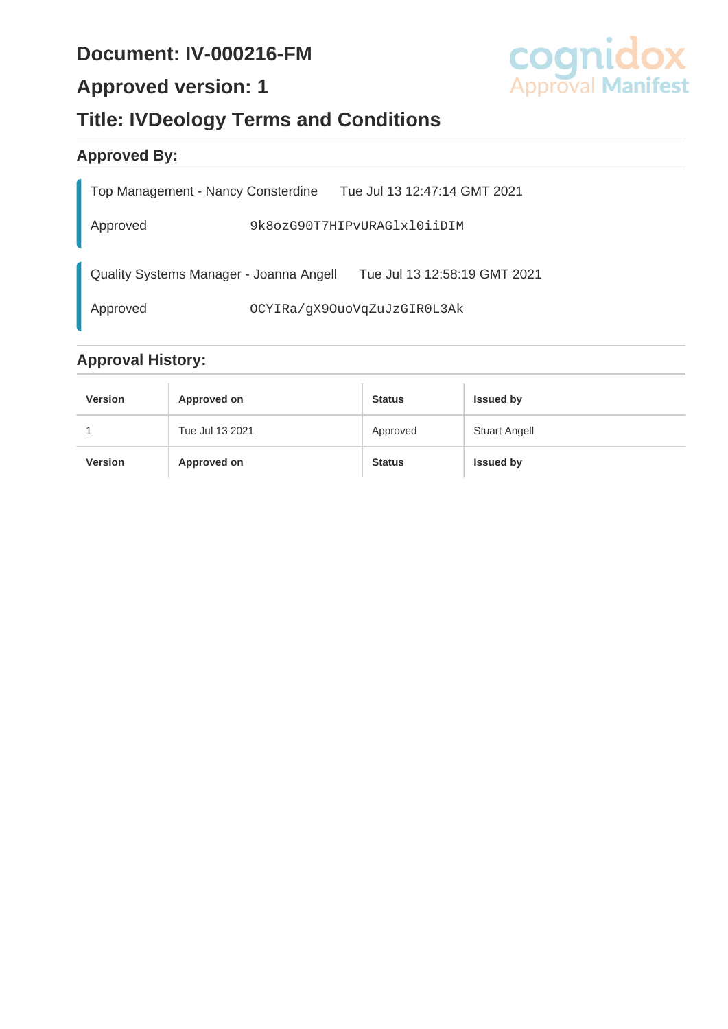# Document: IV-000216-FM

## Approved version: 1

## Title: IVDeology Terms and Conditions

cognidox Approval Manifest

### Approved By:

Top Management - Nancy Consterdine Tue Jul 13 12:47:14 GMT 2021

Approved 9k8ozG90T7HIPvURAGlxl0iiDIM

Quality Systems Manager - Joanna Angell Tue Jul 13 12:58:19 GMT 2021

Approved OCYIRa/gX9OuoVqZuJzGIR0L3Ak

### Approval History:

| Version | Approved on | Status | Issued by |
|---|---|---|---|
| 1 | Tue Jul 13 2021 | Approved | Stuart Angell |
| **Version** | **Approved on** | **Status** | **Issued by** |